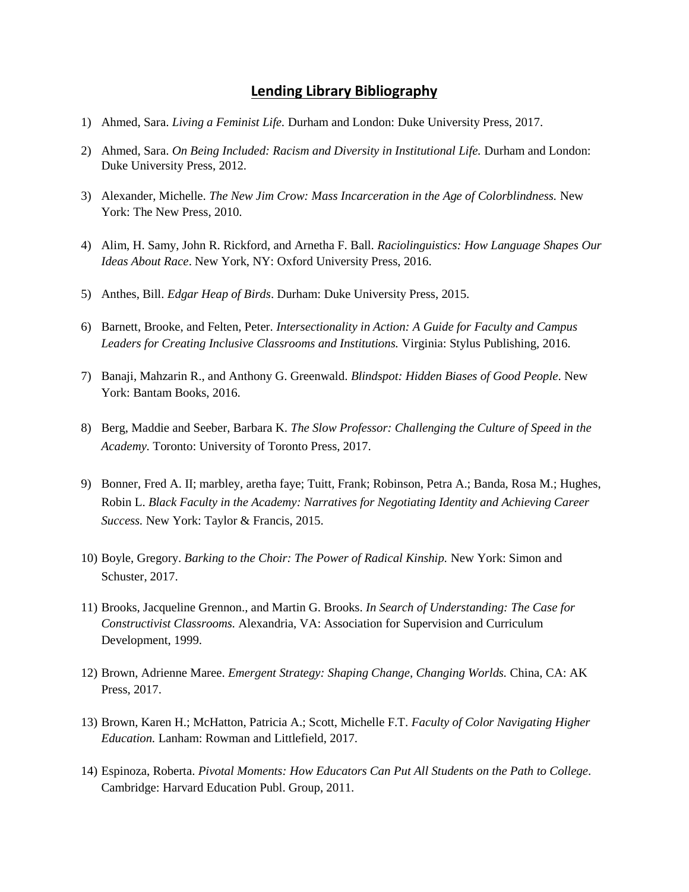# **Lending Library Bibliography**

1) Ahmed, Sara. *Living a Feminist Life.* Durham and London: Duke University Press, 2017.

2) Ahmed, Sara. *On Being Included: Racism and Diversity in Institutional Life.* Durham and London: Duke University Press, 2012.

3) Alexander, Michelle. *The New Jim Crow: Mass Incarceration in the Age of Colorblindness.* New York: The New Press, 2010.

4) Alim, H. Samy, John R. Rickford, and Arnetha F. Ball. *Raciolinguistics: How Language Shapes Our Ideas About Race*. New York, NY: Oxford University Press, 2016.

5) Anthes, Bill. *Edgar Heap of Birds*. Durham: Duke University Press, 2015.

6) Barnett, Brooke, and Felten, Peter. *Intersectionality in Action: A Guide for Faculty and Campus Leaders for Creating Inclusive Classrooms and Institutions.* Virginia: Stylus Publishing, 2016.

7) Banaji, Mahzarin R., and Anthony G. Greenwald. *Blindspot: Hidden Biases of Good People*. New York: Bantam Books, 2016.

8) Berg, Maddie and Seeber, Barbara K. *The Slow Professor: Challenging the Culture of Speed in the Academy.* Toronto: University of Toronto Press, 2017.

9) Bonner, Fred A. II; marbley, aretha faye; Tuitt, Frank; Robinson, Petra A.; Banda, Rosa M.; Hughes, Robin L. *Black Faculty in the Academy: Narratives for Negotiating Identity and Achieving Career Success.* New York: Taylor & Francis, 2015.

10) Boyle, Gregory. *Barking to the Choir: The Power of Radical Kinship.* New York: Simon and Schuster, 2017.

11) Brooks, Jacqueline Grennon., and Martin G. Brooks. *In Search of Understanding: The Case for Constructivist Classrooms.* Alexandria, VA: Association for Supervision and Curriculum Development, 1999.

12) Brown, Adrienne Maree. *Emergent Strategy: Shaping Change, Changing Worlds.* China, CA: AK Press, 2017.

13) Brown, Karen H.; McHatton, Patricia A.; Scott, Michelle F.T. *Faculty of Color Navigating Higher Education.* Lanham: Rowman and Littlefield, 2017.

14) Espinoza, Roberta. *Pivotal Moments: How Educators Can Put All Students on the Path to College*. Cambridge: Harvard Education Publ. Group, 2011.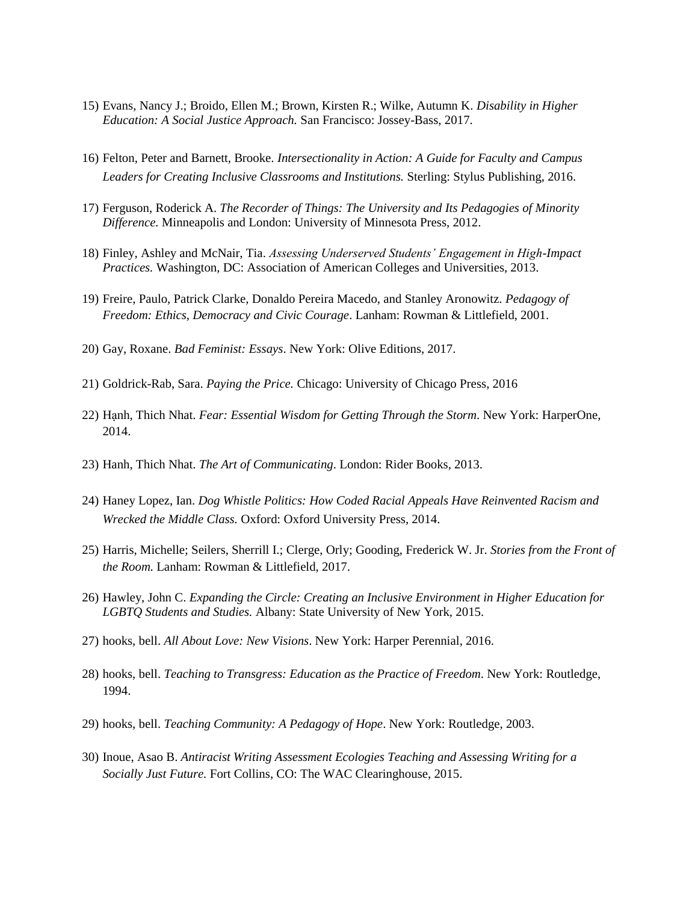15) Evans, Nancy J.; Broido, Ellen M.; Brown, Kirsten R.; Wilke, Autumn K. *Disability in Higher Education: A Social Justice Approach.* San Francisco: Jossey-Bass, 2017.

16) Felton, Peter and Barnett, Brooke. *Intersectionality in Action: A Guide for Faculty and Campus Leaders for Creating Inclusive Classrooms and Institutions.* Sterling: Stylus Publishing, 2016.

17) Ferguson, Roderick A. *The Recorder of Things: The University and Its Pedagogies of Minority Difference.* Minneapolis and London: University of Minnesota Press, 2012.

18) Finley, Ashley and McNair, Tia. *Assessing Underserved Students' Engagement in High-Impact Practices.* Washington, DC: Association of American Colleges and Universities, 2013.

19) Freire, Paulo, Patrick Clarke, Donaldo Pereira Macedo, and Stanley Aronowitz. *Pedagogy of Freedom: Ethics, Democracy and Civic Courage*. Lanham: Rowman & Littlefield, 2001.

20) Gay, Roxane. *Bad Feminist: Essays*. New York: Olive Editions, 2017.

21) Goldrick-Rab, Sara. *Paying the Price.* Chicago: University of Chicago Press, 2016

22) Hạnh, Thich Nhat. *Fear: Essential Wisdom for Getting Through the Storm*. New York: HarperOne, 2014.

23) Hanh, Thich Nhat. *The Art of Communicating*. London: Rider Books, 2013.

24) Haney Lopez, Ian. *Dog Whistle Politics: How Coded Racial Appeals Have Reinvented Racism and Wrecked the Middle Class.* Oxford: Oxford University Press, 2014.

25) Harris, Michelle; Seilers, Sherrill I.; Clerge, Orly; Gooding, Frederick W. Jr. *Stories from the Front of the Room.* Lanham: Rowman & Littlefield, 2017.

26) Hawley, John C. *Expanding the Circle: Creating an Inclusive Environment in Higher Education for LGBTQ Students and Studies.* Albany: State University of New York, 2015.

27) hooks, bell. *All About Love: New Visions*. New York: Harper Perennial, 2016.

28) hooks, bell. *Teaching to Transgress: Education as the Practice of Freedom*. New York: Routledge, 1994.

29) hooks, bell. *Teaching Community: A Pedagogy of Hope*. New York: Routledge, 2003.

30) Inoue, Asao B. *Antiracist Writing Assessment Ecologies Teaching and Assessing Writing for a Socially Just Future.* Fort Collins, CO: The WAC Clearinghouse, 2015.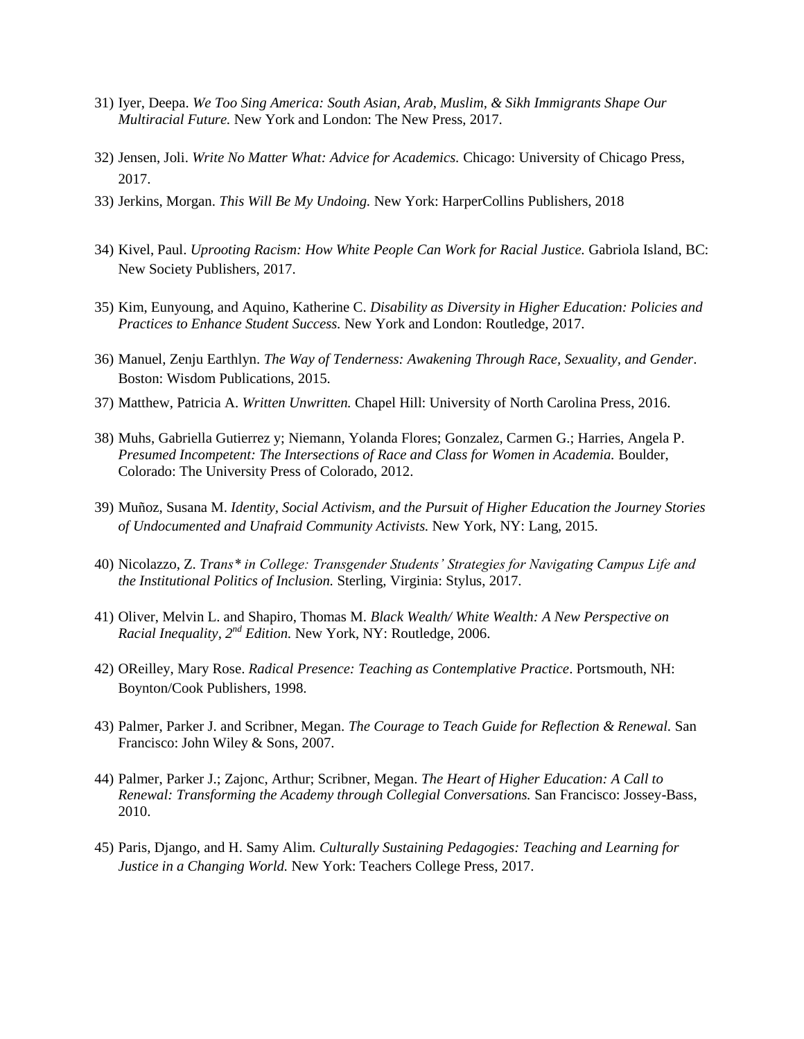31) Iyer, Deepa. *We Too Sing America: South Asian, Arab, Muslim, & Sikh Immigrants Shape Our Multiracial Future.* New York and London: The New Press, 2017.

32) Jensen, Joli. *Write No Matter What: Advice for Academics.* Chicago: University of Chicago Press, 2017.

33) Jerkins, Morgan. *This Will Be My Undoing.* New York: HarperCollins Publishers, 2018

34) Kivel, Paul. *Uprooting Racism: How White People Can Work for Racial Justice.* Gabriola Island, BC: New Society Publishers, 2017.

35) Kim, Eunyoung, and Aquino, Katherine C. *Disability as Diversity in Higher Education: Policies and Practices to Enhance Student Success.* New York and London: Routledge, 2017.

36) Manuel, Zenju Earthlyn. *The Way of Tenderness: Awakening Through Race, Sexuality, and Gender*. Boston: Wisdom Publications, 2015.

37) Matthew, Patricia A. *Written Unwritten.* Chapel Hill: University of North Carolina Press, 2016.

38) Muhs, Gabriella Gutierrez y; Niemann, Yolanda Flores; Gonzalez, Carmen G.; Harries, Angela P. *Presumed Incompetent: The Intersections of Race and Class for Women in Academia.* Boulder, Colorado: The University Press of Colorado, 2012.

39) Muñoz, Susana M. *Identity, Social Activism, and the Pursuit of Higher Education the Journey Stories of Undocumented and Unafraid Community Activists.* New York, NY: Lang, 2015.

40) Nicolazzo, Z. *Trans* in College: Transgender Students' Strategies for Navigating Campus Life and the Institutional Politics of Inclusion.* Sterling, Virginia: Stylus, 2017.

41) Oliver, Melvin L. and Shapiro, Thomas M. *Black Wealth/ White Wealth: A New Perspective on Racial Inequality, 2nd Edition.* New York, NY: Routledge, 2006.

42) OReilley, Mary Rose. *Radical Presence: Teaching as Contemplative Practice*. Portsmouth, NH: Boynton/Cook Publishers, 1998.

43) Palmer, Parker J. and Scribner, Megan. *The Courage to Teach Guide for Reflection & Renewal.* San Francisco: John Wiley & Sons, 2007.

44) Palmer, Parker J.; Zajonc, Arthur; Scribner, Megan. *The Heart of Higher Education: A Call to Renewal: Transforming the Academy through Collegial Conversations.* San Francisco: Jossey-Bass, 2010.

45) Paris, Django, and H. Samy Alim. *Culturally Sustaining Pedagogies: Teaching and Learning for Justice in a Changing World.* New York: Teachers College Press, 2017.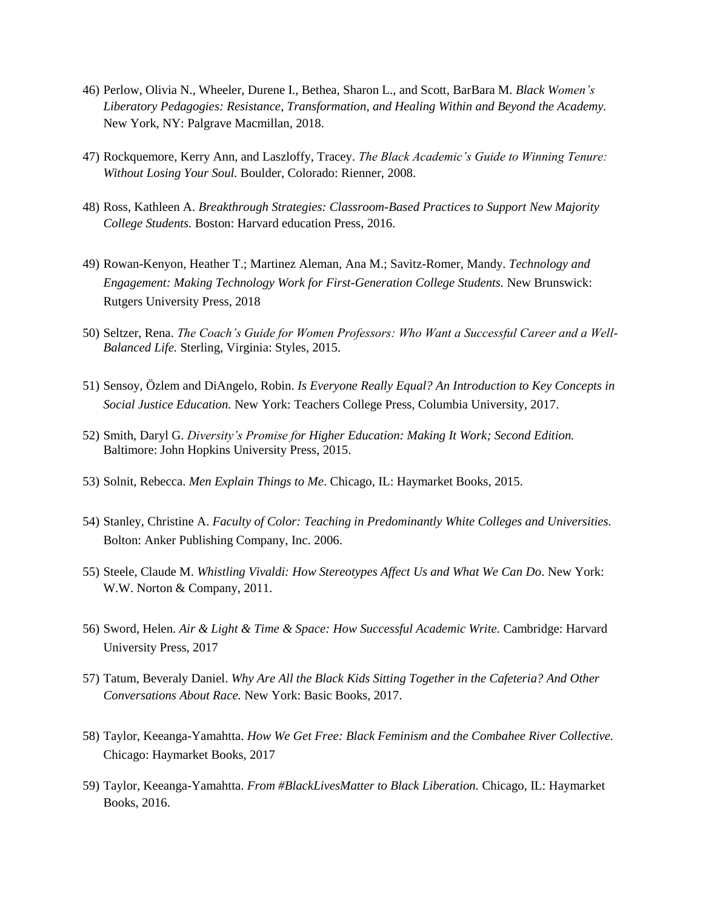46) Perlow, Olivia N., Wheeler, Durene I., Bethea, Sharon L., and Scott, BarBara M. *Black Women's Liberatory Pedagogies: Resistance, Transformation, and Healing Within and Beyond the Academy.* New York, NY: Palgrave Macmillan, 2018.

47) Rockquemore, Kerry Ann, and Laszloffy, Tracey. *The Black Academic's Guide to Winning Tenure: Without Losing Your Soul*. Boulder, Colorado: Rienner, 2008.

48) Ross, Kathleen A. *Breakthrough Strategies: Classroom-Based Practices to Support New Majority College Students.* Boston: Harvard education Press, 2016.

49) Rowan-Kenyon, Heather T.; Martinez Aleman, Ana M.; Savitz-Romer, Mandy. *Technology and Engagement: Making Technology Work for First-Generation College Students.* New Brunswick: Rutgers University Press, 2018

50) Seltzer, Rena. *The Coach's Guide for Women Professors: Who Want a Successful Career and a Well-Balanced Life.* Sterling, Virginia: Styles, 2015.

51) Sensoy, Özlem and DiAngelo, Robin. *Is Everyone Really Equal? An Introduction to Key Concepts in Social Justice Education.* New York: Teachers College Press, Columbia University, 2017.

52) Smith, Daryl G. *Diversity's Promise for Higher Education: Making It Work; Second Edition.* Baltimore: John Hopkins University Press, 2015.

53) Solnit, Rebecca. *Men Explain Things to Me*. Chicago, IL: Haymarket Books, 2015.

54) Stanley, Christine A. *Faculty of Color: Teaching in Predominantly White Colleges and Universities.* Bolton: Anker Publishing Company, Inc. 2006.

55) Steele, Claude M. *Whistling Vivaldi: How Stereotypes Affect Us and What We Can Do*. New York: W.W. Norton & Company, 2011.

56) Sword, Helen. *Air & Light & Time & Space: How Successful Academic Write.* Cambridge: Harvard University Press, 2017

57) Tatum, Beveraly Daniel. *Why Are All the Black Kids Sitting Together in the Cafeteria? And Other Conversations About Race.* New York: Basic Books, 2017.

58) Taylor, Keeanga-Yamahtta. *How We Get Free: Black Feminism and the Combahee River Collective.* Chicago: Haymarket Books, 2017

59) Taylor, Keeanga-Yamahtta. *From #BlackLivesMatter to Black Liberation.* Chicago, IL: Haymarket Books, 2016.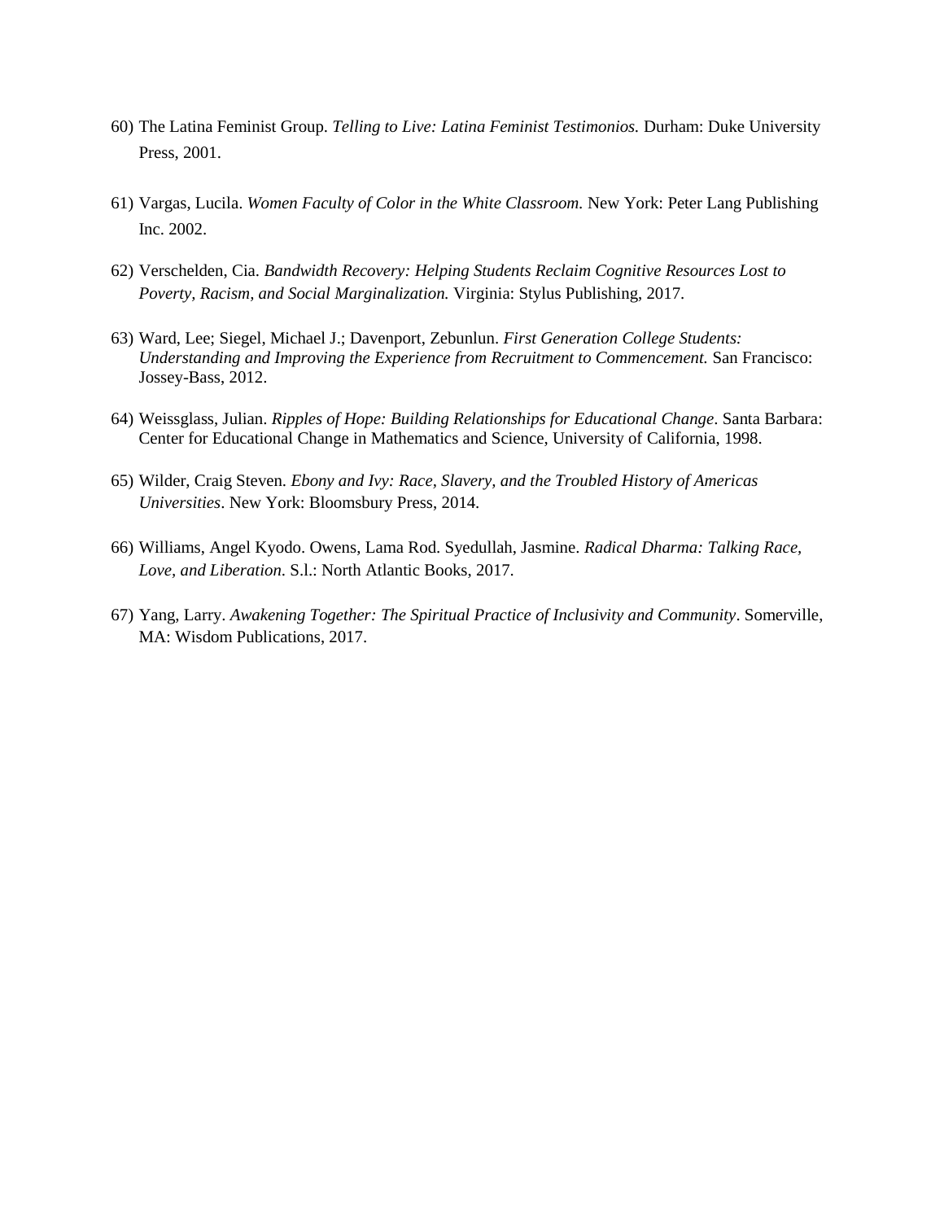60) The Latina Feminist Group. *Telling to Live: Latina Feminist Testimonios.* Durham: Duke University Press, 2001.

61) Vargas, Lucila. *Women Faculty of Color in the White Classroom.* New York: Peter Lang Publishing Inc. 2002.

62) Verschelden, Cia. *Bandwidth Recovery: Helping Students Reclaim Cognitive Resources Lost to Poverty, Racism, and Social Marginalization.* Virginia: Stylus Publishing, 2017.

63) Ward, Lee; Siegel, Michael J.; Davenport, Zebunlun. *First Generation College Students: Understanding and Improving the Experience from Recruitment to Commencement.* San Francisco: Jossey-Bass, 2012.

64) Weissglass, Julian. *Ripples of Hope: Building Relationships for Educational Change*. Santa Barbara: Center for Educational Change in Mathematics and Science, University of California, 1998.

65) Wilder, Craig Steven. *Ebony and Ivy: Race, Slavery, and the Troubled History of Americas Universities*. New York: Bloomsbury Press, 2014.

66) Williams, Angel Kyodo. Owens, Lama Rod. Syedullah, Jasmine. *Radical Dharma: Talking Race, Love, and Liberation*. S.l.: North Atlantic Books, 2017.

67) Yang, Larry. *Awakening Together: The Spiritual Practice of Inclusivity and Community*. Somerville, MA: Wisdom Publications, 2017.